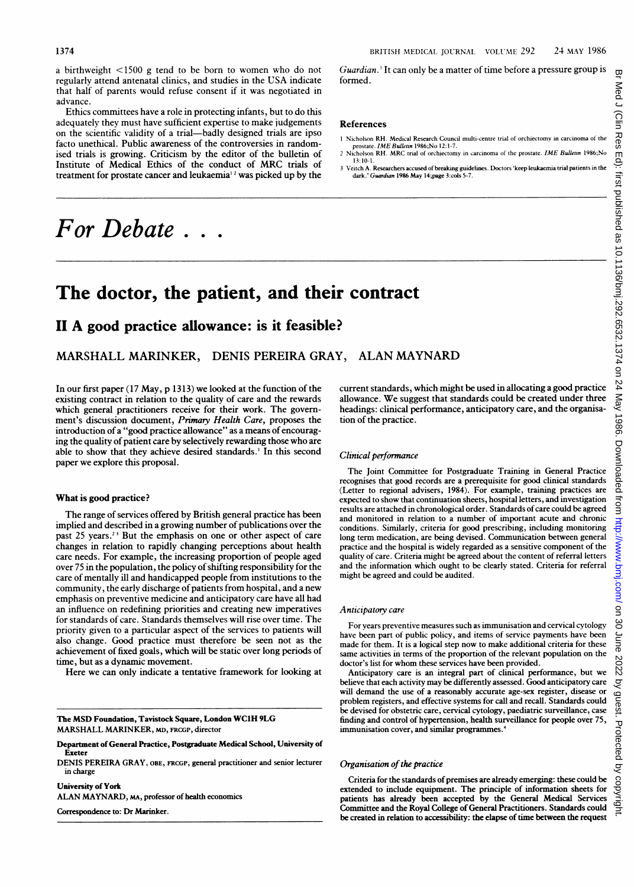a birthweight <1500 g tend to be born to women who do not regularly attend antenatal clinics, and studies in the USA indicate that half of parents would refuse consent if it was negotiated in advance.

Ethics committees have a role in protecting infants, but to do this adequately they must have sufficient expertise to make judgements on the scientific validity of a trial—badly designed trials are ipso facto unethical. Public awareness of the controversies in randomised trials is growing. Criticism by the editor of the bulletin of Institute of Medical Ethics of the conduct of MRC trials of treatment for prostate cancer and leukaemia[1,2] was picked up by the *Guardian*.[3] It can only be a matter of time before a pressure group is formed.

## References

1 Nicholson RH. Medical Research Council multi-centre trial of orchiectomy in carcinoma of the prostate. *IME Bulletin* 1986;No 12:1-7.

2 Nicholson RH. MRC trial of orchiectomy in carcinoma of the prostate. *IME Bulletin* 1986;No 13:10-1.

3 Veitch A. Researchers accused of breaking guidelines. Doctors 'keep leukaemia trial patients in the dark.' *Guardian* 1986 May 14;page 3:cols 5-7.

# *For Debate . . .*

# The doctor, the patient, and their contract

## II A good practice allowance: is it feasible?

MARSHALL MARINKER, DENIS PEREIRA GRAY, ALAN MAYNARD

In our first paper (17 May, p 1313) we looked at the function of the existing contract in relation to the quality of care and the rewards which general practitioners receive for their work. The government's discussion document, *Primary Health Care*, proposes the introduction of a "good practice allowance" as a means of encouraging the quality of patient care by selectively rewarding those who are able to show that they achieve desired standards.[1] In this second paper we explore this proposal.

### What is good practice?

The range of services offered by British general practice has been implied and described in a growing number of publications over the past 25 years.[2,3] But the emphasis on one or other aspect of care changes in relation to rapidly changing perceptions about health care needs. For example, the increasing proportion of people aged over 75 in the population, the policy of shifting responsibility for the care of mentally ill and handicapped people from institutions to the community, the early discharge of patients from hospital, and a new emphasis on preventive medicine and anticipatory care have all had an influence on redefining priorities and creating new imperatives for standards of care. Standards themselves will rise over time. The priority given to a particular aspect of the services to patients will also change. Good practice must therefore be seen not as the achievement of fixed goals, which will be static over long periods of time, but as a dynamic movement.

Here we can only indicate a tentative framework for looking at current standards, which might be used in allocating a good practice allowance. We suggest that standards could be created under three headings: clinical performance, anticipatory care, and the organisation of the practice.

### *Clinical performance*

The Joint Committee for Postgraduate Training in General Practice recognises that good records are a prerequisite for good clinical standards (Letter to regional advisers, 1984). For example, training practices are expected to show that continuation sheets, hospital letters, and investigation results are attached in chronological order. Standards of care could be agreed and monitored in relation to a number of important acute and chronic conditions. Similarly, criteria for good prescribing, including monitoring long term medication, are being devised. Communication between general practice and the hospital is widely regarded as a sensitive component of the quality of care. Criteria might be agreed about the content of referral letters and the information which ought to be clearly stated. Criteria for referral might be agreed and could be audited.

### *Anticipatory care*

For years preventive measures such as immunisation and cervical cytology have been part of public policy, and items of service payments have been made for them. It is a logical step now to make additional criteria for these same activities in terms of the proportion of the relevant population on the doctor's list for whom these services have been provided.

Anticipatory care is an integral part of clinical performance, but we believe that each activity may be differently assessed. Good anticipatory care will demand the use of a reasonably accurate age-sex register, disease or problem registers, and effective systems for call and recall. Standards could be devised for obstetric care, cervical cytology, paediatric surveillance, case finding and control of hypertension, health surveillance for people over 75, immunisation cover, and similar programmes.[4]

### *Organisation of the practice*

Criteria for the standards of premises are already emerging: these could be extended to include equipment. The principle of information sheets for patients has already been accepted by the General Medical Services Committee and the Royal College of General Practitioners. Standards could be created in relation to accessibility: the elapse of time between the request

**The MSD Foundation, Tavistock Square, London WC1H 9LG**
MARSHALL MARINKER, MD, FRCGP, director

**Department of General Practice, Postgraduate Medical School, University of Exeter**
DENIS PEREIRA GRAY, OBE, FRCGP, general practitioner and senior lecturer in charge

**University of York**
ALAN MAYNARD, MA, professor of health economics

Correspondence to: Dr Marinker.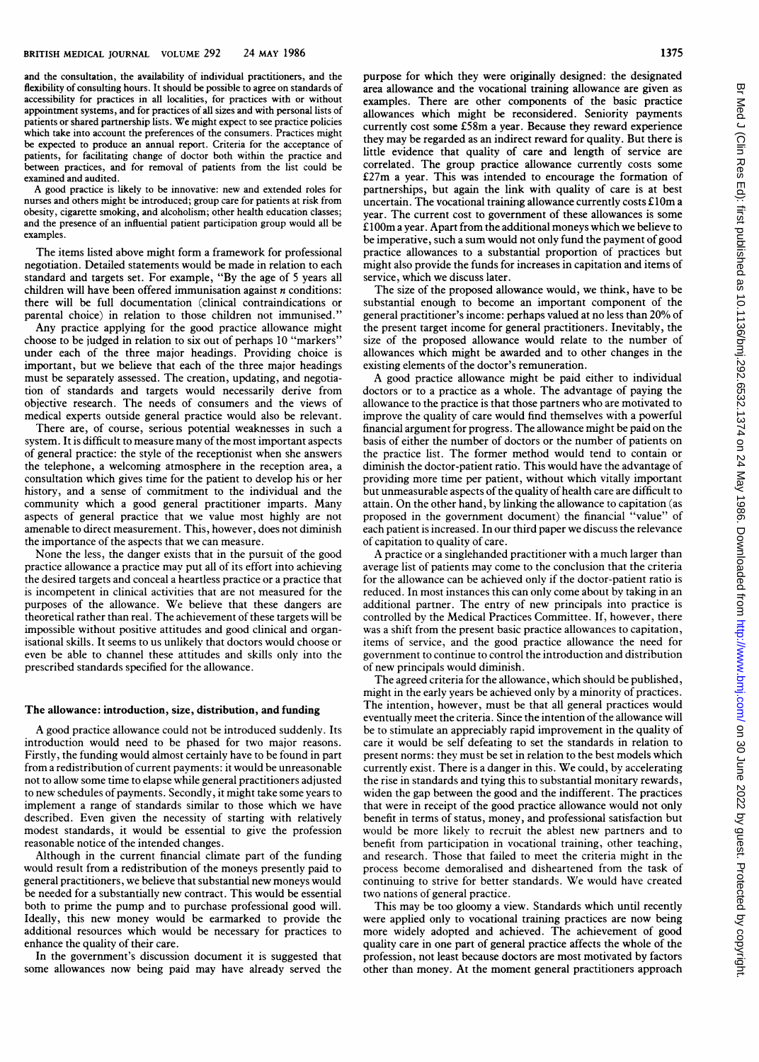and the consultation, the availability of individual practitioners, and the flexibility of consulting hours. It should be possible to agree on standards of accessibility for practices in all localities, for practices with or without appointment systems, and for practices of all sizes and with personal lists of patients or shared partnership lists. We might expect to see practice policies which take into account the preferences of the consumers. Practices might be expected to produce an annual report. Criteria for the acceptance of patients, for facilitating change of doctor both within the practice and between practices, and for removal of patients from the list could be examined and audited.

A good practice is likely to be innovative: new and extended roles for nurses and others might be introduced; group care for patients at risk from obesity, cigarette smoking, and alcoholism; other health education classes; and the presence of an influential patient participation group would all be examples.

The items listed above might form a framework for professional negotiation. Detailed statements would be made in relation to each standard and targets set. For example, "By the age of 5 years all children will have been offered immunisation against $n$ conditions: there will be full documentation (clinical contraindications or parental choice) in relation to those children not immunised."

Any practice applying for the good practice allowance might choose to be judged in relation to six out of perhaps 10 "markers" under each of the three major headings. Providing choice is important, but we believe that each of the three major headings must be separately assessed. The creation, updating, and negotiation of standards and targets would necessarily derive from objective research. The needs of consumers and the views of medical experts outside general practice would also be relevant.

There are, of course, serious potential weaknesses in such a system. It is difficult to measure many of the most important aspects of general practice: the style of the receptionist when she answers the telephone, a welcoming atmosphere in the reception area, a consultation which gives time for the patient to develop his or her history, and a sense of commitment to the individual and the community which a good general practitioner imparts. Many aspects of general practice that we value most highly are not amenable to direct measurement. This, however, does not diminish the importance of the aspects that we can measure.

None the less, the danger exists that in the pursuit of the good practice allowance a practice may put all of its effort into achieving the desired targets and conceal a heartless practice or a practice that is incompetent in clinical activities that are not measured for the purposes of the allowance. We believe that these dangers are theoretical rather than real. The achievement of these targets will be impossible without positive attitudes and good clinical and organisational skills. It seems to us unlikely that doctors would choose or even be able to channel these attitudes and skills only into the prescribed standards specified for the allowance.

## The allowance: introduction, size, distribution, and funding

A good practice allowance could not be introduced suddenly. Its introduction would need to be phased for two major reasons. Firstly, the funding would almost certainly have to be found in part from a redistribution of current payments: it would be unreasonable not to allow some time to elapse while general practitioners adjusted to new schedules of payments. Secondly, it might take some years to implement a range of standards similar to those which we have described. Even given the necessity of starting with relatively modest standards, it would be essential to give the profession reasonable notice of the intended changes.

Although in the current financial climate part of the funding would result from a redistribution of the moneys presently paid to general practitioners, we believe that substantial new moneys would be needed for a substantially new contract. This would be essential both to prime the pump and to purchase professional good will. Ideally, this new money would be earmarked to provide the additional resources which would be necessary for practices to enhance the quality of their care.

In the government's discussion document it is suggested that some allowances now being paid may have already served the purpose for which they were originally designed: the designated area allowance and the vocational training allowance are given as examples. There are other components of the basic practice allowances which might be reconsidered. Seniority payments currently cost some £58m a year. Because they reward experience they may be regarded as an indirect reward for quality. But there is little evidence that quality of care and length of service are correlated. The group practice allowance currently costs some £27m a year. This was intended to encourage the formation of partnerships, but again the link with quality of care is at best uncertain. The vocational training allowance currently costs £10m a year. The current cost to government of these allowances is some £100m a year. Apart from the additional moneys which we believe to be imperative, such a sum would not only fund the payment of good practice allowances to a substantial proportion of practices but might also provide the funds for increases in capitation and items of service, which we discuss later.

The size of the proposed allowance would, we think, have to be substantial enough to become an important component of the general practitioner's income: perhaps valued at no less than 20% of the present target income for general practitioners. Inevitably, the size of the proposed allowance would relate to the number of allowances which might be awarded and to other changes in the existing elements of the doctor's remuneration.

A good practice allowance might be paid either to individual doctors or to a practice as a whole. The advantage of paying the allowance to the practice is that those partners who are motivated to improve the quality of care would find themselves with a powerful financial argument for progress. The allowance might be paid on the basis of either the number of doctors or the number of patients on the practice list. The former method would tend to contain or diminish the doctor-patient ratio. This would have the advantage of providing more time per patient, without which vitally important but unmeasurable aspects of the quality of health care are difficult to attain. On the other hand, by linking the allowance to capitation (as proposed in the government document) the financial "value" of each patient is increased. In our third paper we discuss the relevance of capitation to quality of care.

A practice or a singlehanded practitioner with a much larger than average list of patients may come to the conclusion that the criteria for the allowance can be achieved only if the doctor-patient ratio is reduced. In most instances this can only come about by taking in an additional partner. The entry of new principals into practice is controlled by the Medical Practices Committee. If, however, there was a shift from the present basic practice allowances to capitation, items of service, and the good practice allowance the need for government to continue to control the introduction and distribution of new principals would diminish.

The agreed criteria for the allowance, which should be published, might in the early years be achieved only by a minority of practices. The intention, however, must be that all general practices would eventually meet the criteria. Since the intention of the allowance will be to stimulate an appreciably rapid improvement in the quality of care it would be self defeating to set the standards in relation to present norms: they must be set in relation to the best models which currently exist. There is a danger in this. We could, by accelerating the rise in standards and tying this to substantial monitary rewards, widen the gap between the good and the indifferent. The practices that were in receipt of the good practice allowance would not only benefit in terms of status, money, and professional satisfaction but would be more likely to recruit the ablest new partners and to benefit from participation in vocational training, other teaching, and research. Those that failed to meet the criteria might in the process become demoralised and disheartened from the task of continuing to strive for better standards. We would have created two nations of general practice.

This may be too gloomy a view. Standards which until recently were applied only to vocational training practices are now being more widely adopted and achieved. The achievement of good quality care in one part of general practice affects the whole of the profession, not least because doctors are most motivated by factors other than money. At the moment general practitioners approach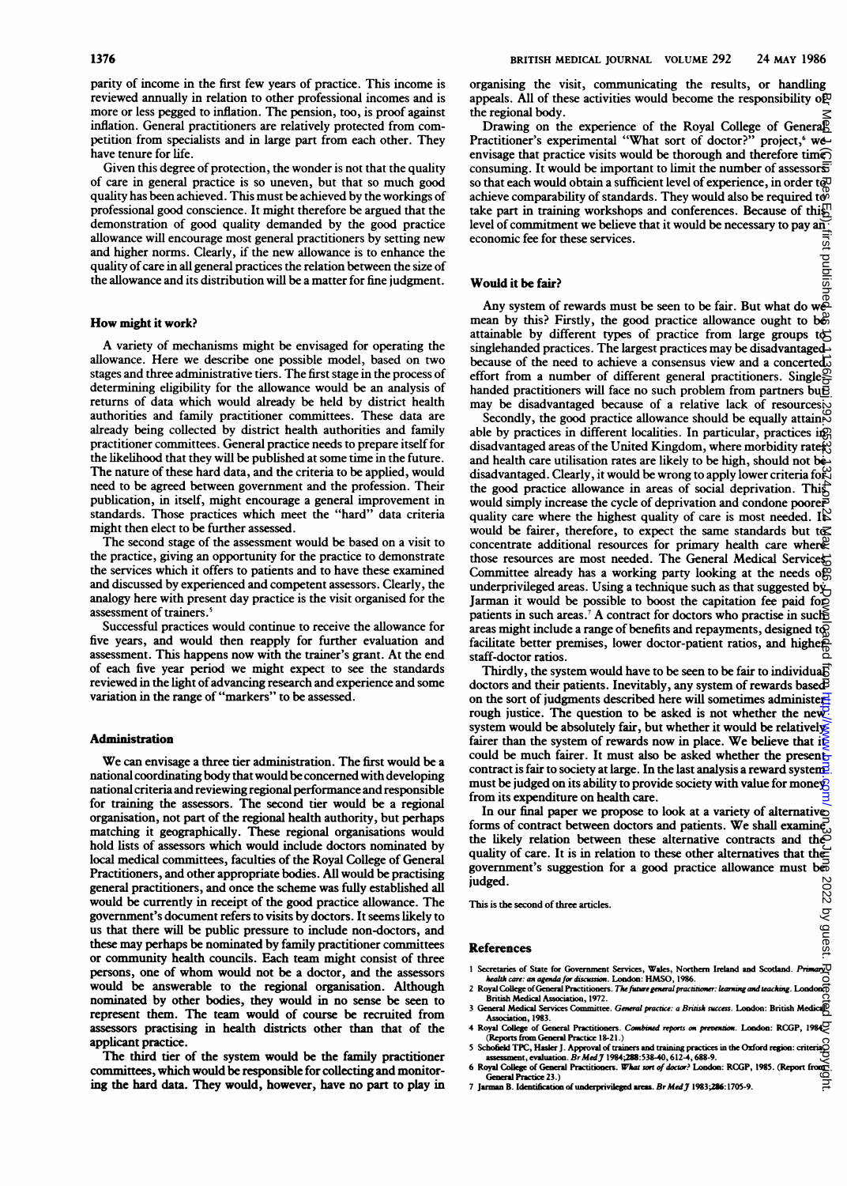parity of income in the first few years of practice. This income is reviewed annually in relation to other professional incomes and is more or less pegged to inflation. The pension, too, is proof against inflation. General practitioners are relatively protected from competition from specialists and in large part from each other. They have tenure for life.

Given this degree of protection, the wonder is not that the quality of care in general practice is so uneven, but that so much good quality has been achieved. This must be achieved by the workings of professional good conscience. It might therefore be argued that the demonstration of good quality demanded by the good practice allowance will encourage most general practitioners by setting new and higher norms. Clearly, if the new allowance is to enhance the quality of care in all general practices the relation between the size of the allowance and its distribution will be a matter for fine judgment.

## How might it work?

A variety of mechanisms might be envisaged for operating the allowance. Here we describe one possible model, based on two stages and three administrative tiers. The first stage in the process of determining eligibility for the allowance would be an analysis of returns of data which would already be held by district health authorities and family practitioner committees. These data are already being collected by district health authorities and family practitioner committees. General practice needs to prepare itself for the likelihood that they will be published at some time in the future. The nature of these hard data, and the criteria to be applied, would need to be agreed between government and the profession. Their publication, in itself, might encourage a general improvement in standards. Those practices which meet the "hard" data criteria might then elect to be further assessed.

The second stage of the assessment would be based on a visit to the practice, giving an opportunity for the practice to demonstrate the services which it offers to patients and to have these examined and discussed by experienced and competent assessors. Clearly, the analogy here with present day practice is the visit organised for the assessment of trainers.[5]

Successful practices would continue to receive the allowance for five years, and would then reapply for further evaluation and assessment. This happens now with the trainer's grant. At the end of each five year period we might expect to see the standards reviewed in the light of advancing research and experience and some variation in the range of "markers" to be assessed.

## Administration

We can envisage a three tier administration. The first would be a national coordinating body that would be concerned with developing national criteria and reviewing regional performance and responsible for training the assessors. The second tier would be a regional organisation, not part of the regional health authority, but perhaps matching it geographically. These regional organisations would hold lists of assessors which would include doctors nominated by local medical committees, faculties of the Royal College of General Practitioners, and other appropriate bodies. All would be practising general practitioners, and once the scheme was fully established all would be currently in receipt of the good practice allowance. The government's document refers to visits by doctors. It seems likely to us that there will be public pressure to include non-doctors, and these may perhaps be nominated by family practitioner committees or community health councils. Each team might consist of three persons, one of whom would not be a doctor, and the assessors would be answerable to the regional organisation. Although nominated by other bodies, they would in no sense be seen to represent them. The team would of course be recruited from assessors practising in health districts other than that of the applicant practice.

The third tier of the system would be the family practitioner committees, which would be responsible for collecting and monitoring the hard data. They would, however, have no part to play in organising the visit, communicating the results, or handling appeals. All of these activities would become the responsibility of the regional body.

Drawing on the experience of the Royal College of General Practitioner's experimental "What sort of doctor?" project,[6] we envisage that practice visits would be thorough and therefore time consuming. It would be important to limit the number of assessors so that each would obtain a sufficient level of experience, in order to achieve comparability of standards. They would also be required to take part in training workshops and conferences. Because of this level of commitment we believe that it would be necessary to pay an economic fee for these services.

## Would it be fair?

Any system of rewards must be seen to be fair. But what do we mean by this? Firstly, the good practice allowance ought to be attainable by different types of practice from large groups to singlehanded practices. The largest practices may be disadvantaged because of the need to achieve a consensus view and a concerted effort from a number of different general practitioners. Singlehanded practitioners will face no such problem from partners but may be disadvantaged because of a relative lack of resources.

Secondly, the good practice allowance should be equally attainable by practices in different localities. In particular, practices in disadvantaged areas of the United Kingdom, where morbidity rates and health care utilisation rates are likely to be high, should not be disadvantaged. Clearly, it would be wrong to apply lower criteria for the good practice allowance in areas of social deprivation. This would simply increase the cycle of deprivation and condone poorer quality care where the highest quality of care is most needed. It would be fairer, therefore, to expect the same standards but to concentrate additional resources for primary health care where those resources are most needed. The General Medical Services Committee already has a working party looking at the needs of underprivileged areas. Using a technique such as that suggested by Jarman it would be possible to boost the capitation fee paid for patients in such areas.[7] A contract for doctors who practise in such areas might include a range of benefits and repayments, designed to facilitate better premises, lower doctor-patient ratios, and higher staff-doctor ratios.

Thirdly, the system would have to be seen to be fair to individual doctors and their patients. Inevitably, any system of rewards based on the sort of judgments described here will sometimes administer rough justice. The question to be asked is not whether the new system would be absolutely fair, but whether it would be relatively fairer than the system of rewards now in place. We believe that it could be much fairer. It must also be asked whether the present contract is fair to society at large. In the last analysis a reward system must be judged on its ability to provide society with value for money from its expenditure on health care.

In our final paper we propose to look at a variety of alternative forms of contract between doctors and patients. We shall examine the likely relation between these alternative contracts and the quality of care. It is in relation to these other alternatives that the government's suggestion for a good practice allowance must be judged.

This is the second of three articles.

## References

1. Secretaries of State for Government Services, Wales, Northern Ireland and Scotland. *Primary health care: an agenda for discussion.* London: HMSO, 1986.
2. Royal College of General Practitioners. *The future general practitioner: learning and teaching.* London: British Medical Association, 1972.
3. General Medical Services Committee. *General practice: a British success.* London: British Medical Association, 1983.
4. Royal College of General Practitioners. *Combined reports on prevention.* London: RCGP, 1984. (Reports from General Practice 18-21.)
5. Schofield TPC, Hasler J. Approval of trainers and training practices in the Oxford region: criteria, assessment, evaluation. *Br Med J* 1984;288:538-40, 612-4, 688-9.
6. Royal College of General Practitioners. *What sort of doctor?* London: RCGP, 1985. (Report from General Practice 23.)
7. Jarman B. Identification of underprivileged areas. *Br Med J* 1983;286:1705-9.